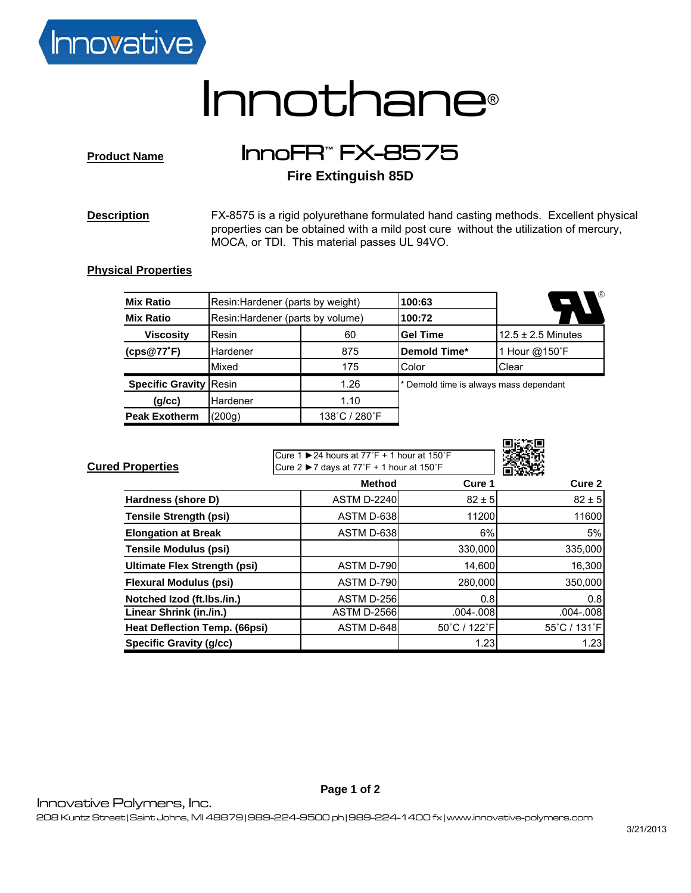Innovative

# Innothane®

**Product Name** 

## InnoFR™ FX-8575

### Fire Extinguish 85D

**Description**

FX-8575 is a rigid polyurethane formulated hand casting methods. Excellent physical properties can be obtained with a mild post cure without the utilization of mercury, MOCA, or TDI. This material passes UL 94VO.

**Physical Properties**

| | | | | |
|---|---|---|---|---|
| **Mix Ratio** | Resin:Hardener (parts by weight) | | **100:63** | |
| **Mix Ratio** | Resin:Hardener (parts by volume) | | **100:72** | |
| **Viscosity** | Resin | 60 | **Gel Time** | 12.5 ± 2.5 Minutes |
| **(cps@77˚F)** | Hardener | 875 | **Demold Time*** | 1 Hour @150˚F |
| | Mixed | 175 | Color | Clear |
| **Specific Gravity** | Resin | 1.26 | * Demold time is always mass dependant | |
| **(g/cc)** | Hardener | 1.10 | | |
| **Peak Exotherm** | (200g) | 138˚C / 280˚F | | |

**Cured Properties**

Cure 1 ► 24 hours at 77˚F + 1 hour at 150˚F
Cure 2 ► 7 days at 77˚F + 1 hour at 150˚F

| | Method | Cure 1 | Cure 2 |
|---|---|---|---|
| **Hardness (shore D)** | ASTM D-2240 | 82 ± 5 | 82 ± 5 |
| **Tensile Strength (psi)** | ASTM D-638 | 11200 | 11600 |
| **Elongation at Break** | ASTM D-638 | 6% | 5% |
| **Tensile Modulus (psi)** | | 330,000 | 335,000 |
| **Ultimate Flex Strength (psi)** | ASTM D-790 | 14,600 | 16,300 |
| **Flexural Modulus (psi)** | ASTM D-790 | 280,000 | 350,000 |
| **Notched Izod (ft.lbs./in.)** | ASTM D-256 | 0.8 | 0.8 |
| **Linear Shrink (in./in.)** | ASTM D-2566 | .004-.008 | .004-.008 |
| **Heat Deflection Temp. (66psi)** | ASTM D-648 | 50˚C / 122˚F | 55˚C / 131˚F |
| **Specific Gravity (g/cc)** | | 1.23 | 1.23 |

Innovative Polymers, Inc.
208 Kuntz Street|Saint Johns, MI 48879|989-224-9500 ph|989-224-1400 fx|www.innovative-polymers.com

3/21/2013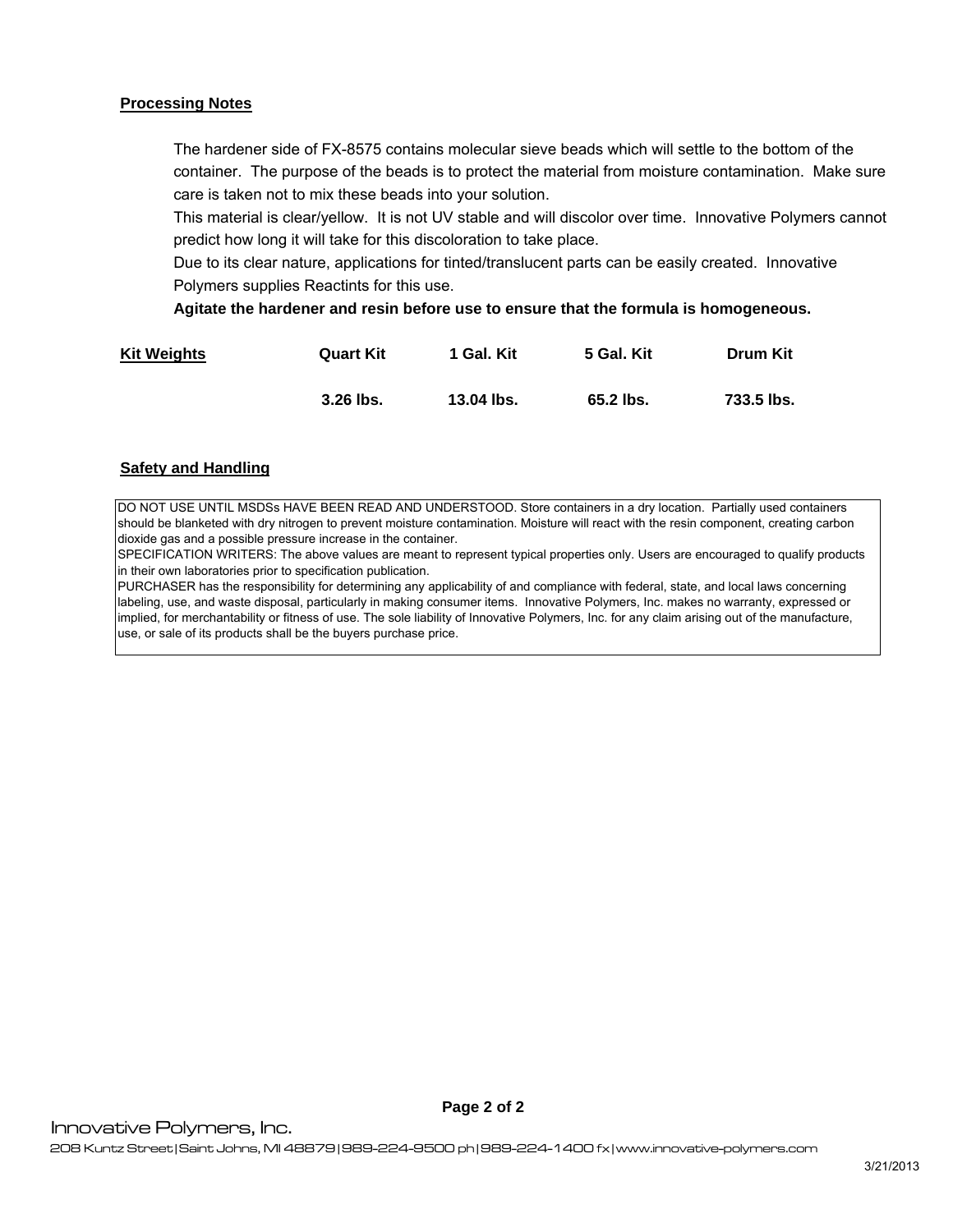## Processing Notes

The hardener side of FX-8575 contains molecular sieve beads which will settle to the bottom of the container. The purpose of the beads is to protect the material from moisture contamination. Make sure care is taken not to mix these beads into your solution.

This material is clear/yellow. It is not UV stable and will discolor over time. Innovative Polymers cannot predict how long it will take for this discoloration to take place.

Due to its clear nature, applications for tinted/translucent parts can be easily created. Innovative Polymers supplies Reactints for this use.

**Agitate the hardener and resin before use to ensure that the formula is homogeneous.**

| Kit Weights | Quart Kit | 1 Gal. Kit | 5 Gal. Kit | Drum Kit |
|---|---|---|---|---|
| | 3.26 lbs. | 13.04 lbs. | 65.2 lbs. | 733.5 lbs. |

## Safety and Handling

DO NOT USE UNTIL MSDSs HAVE BEEN READ AND UNDERSTOOD. Store containers in a dry location. Partially used containers should be blanketed with dry nitrogen to prevent moisture contamination. Moisture will react with the resin component, creating carbon dioxide gas and a possible pressure increase in the container.

SPECIFICATION WRITERS: The above values are meant to represent typical properties only. Users are encouraged to qualify products in their own laboratories prior to specification publication.

PURCHASER has the responsibility for determining any applicability of and compliance with federal, state, and local laws concerning labeling, use, and waste disposal, particularly in making consumer items. Innovative Polymers, Inc. makes no warranty, expressed or implied, for merchantability or fitness of use. The sole liability of Innovative Polymers, Inc. for any claim arising out of the manufacture, use, or sale of its products shall be the buyers purchase price.

Innovative Polymers, Inc.

208 Kuntz Street|Saint Johns, MI 48879|989-224-9500 ph|989-224-1400 fx|www.innovative-polymers.com

3/21/2013